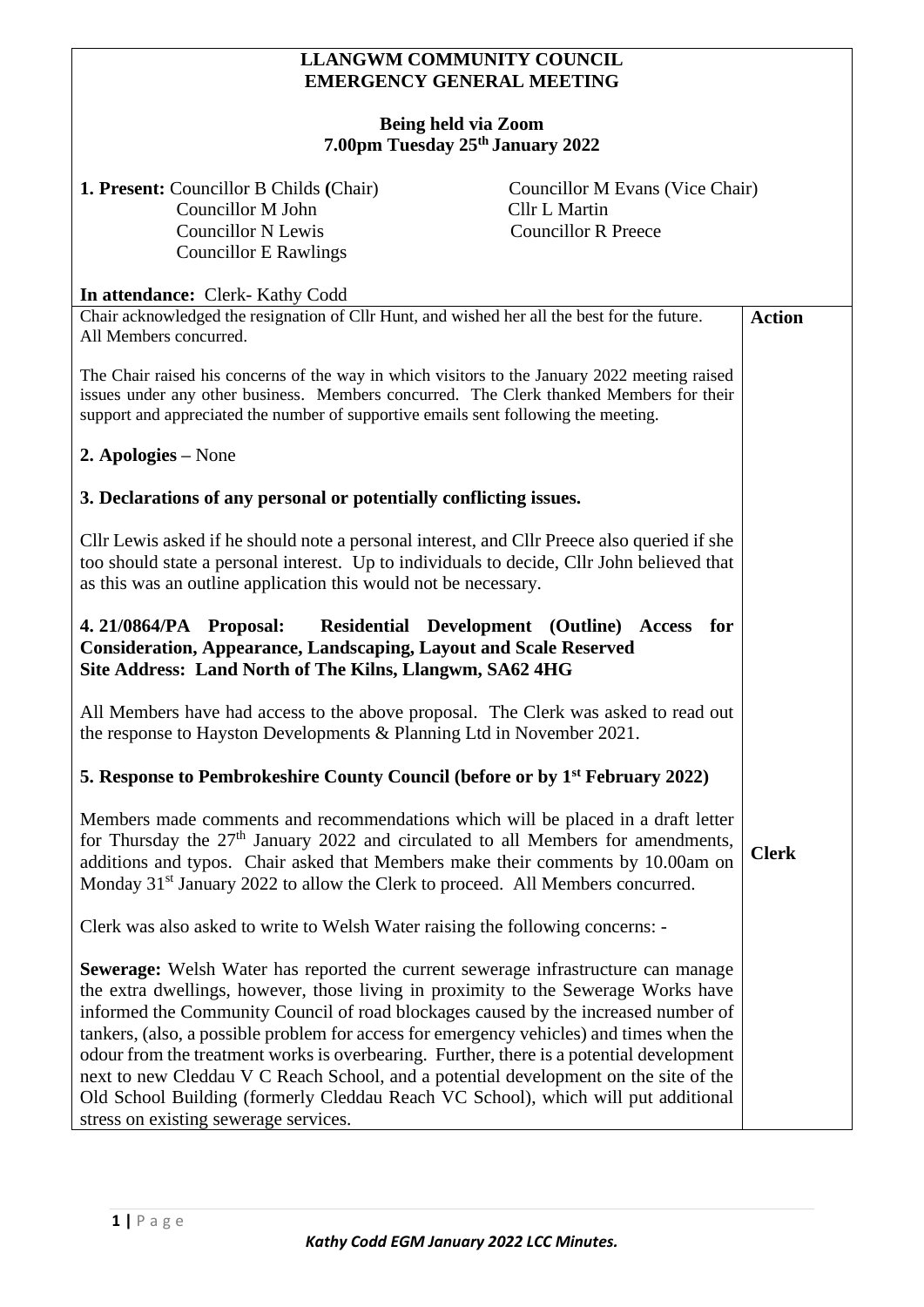# LLANGWM COMMUNITY COUNCIL
# EMERGENCY GENERAL MEETING

**Being held via Zoom**
**7.00pm Tuesday 25th January 2022**

**1. Present:** Councillor B Childs **(**Chair) Councillor M Evans (Vice Chair)
Councillor M John Cllr L Martin
Councillor N Lewis Councillor R Preece
Councillor E Rawlings

**In attendance:** Clerk- Kathy Codd

| | Action |
|---|---|
| Chair acknowledged the resignation of Cllr Hunt, and wished her all the best for the future. All Members concurred. | |
| The Chair raised his concerns of the way in which visitors to the January 2022 meeting raised issues under any other business. Members concurred. The Clerk thanked Members for their support and appreciated the number of supportive emails sent following the meeting. | |
| **2. Apologies –** None | |
| **3. Declarations of any personal or potentially conflicting issues.** | |
| Cllr Lewis asked if he should note a personal interest, and Cllr Preece also queried if she too should state a personal interest. Up to individuals to decide, Cllr John believed that as this was an outline application this would not be necessary. | |
| **4. 21/0864/PA Proposal: Residential Development (Outline) Access for Consideration, Appearance, Landscaping, Layout and Scale Reserved Site Address: Land North of The Kilns, Llangwm, SA62 4HG** | |
| All Members have had access to the above proposal. The Clerk was asked to read out the response to Hayston Developments & Planning Ltd in November 2021. | |
| **5. Response to Pembrokeshire County Council (before or by 1st February 2022)** | |
| Members made comments and recommendations which will be placed in a draft letter for Thursday the 27th January 2022 and circulated to all Members for amendments, additions and typos. Chair asked that Members make their comments by 10.00am on Monday 31st January 2022 to allow the Clerk to proceed. All Members concurred. | **Clerk** |
| Clerk was also asked to write to Welsh Water raising the following concerns: - | |
| **Sewerage:** Welsh Water has reported the current sewerage infrastructure can manage the extra dwellings, however, those living in proximity to the Sewerage Works have informed the Community Council of road blockages caused by the increased number of tankers, (also, a possible problem for access for emergency vehicles) and times when the odour from the treatment works is overbearing. Further, there is a potential development next to new Cleddau V C Reach School, and a potential development on the site of the Old School Building (formerly Cleddau Reach VC School), which will put additional stress on existing sewerage services. | |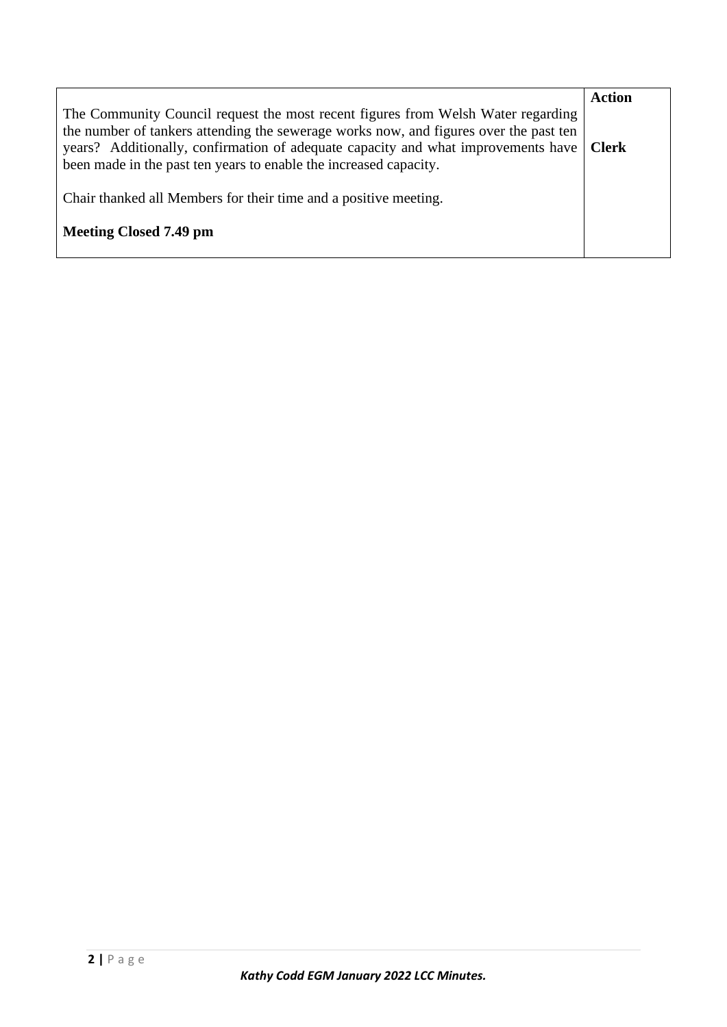| | Action |
|---|---|
| The Community Council request the most recent figures from Welsh Water regarding the number of tankers attending the sewerage works now, and figures over the past ten years? Additionally, confirmation of adequate capacity and what improvements have been made in the past ten years to enable the increased capacity. | **Clerk** |
| Chair thanked all Members for their time and a positive meeting. | |
| **Meeting Closed 7.49 pm** | |